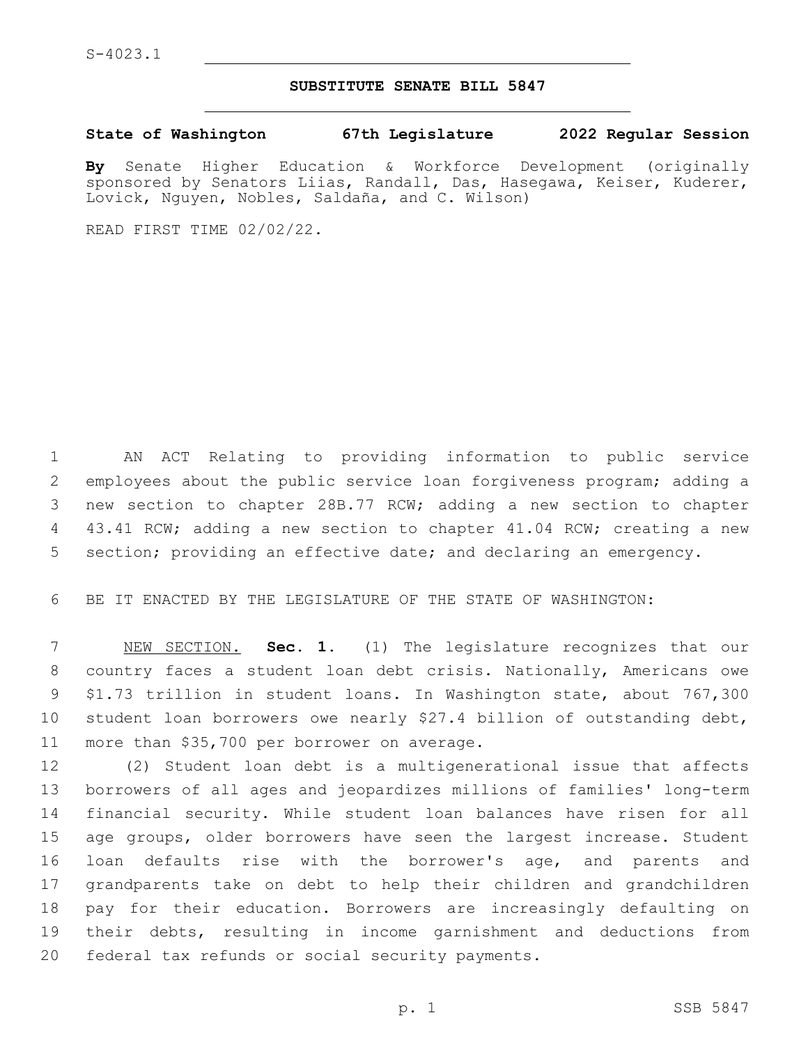S-4023.1

# SUBSTITUTE SENATE BILL 5847

**State of Washington 67th Legislature 2022 Regular Session**

**By** Senate Higher Education & Workforce Development (originally sponsored by Senators Liias, Randall, Das, Hasegawa, Keiser, Kuderer, Lovick, Nguyen, Nobles, Saldaña, and C. Wilson)

READ FIRST TIME 02/02/22.

AN ACT Relating to providing information to public service employees about the public service loan forgiveness program; adding a new section to chapter 28B.77 RCW; adding a new section to chapter 43.41 RCW; adding a new section to chapter 41.04 RCW; creating a new section; providing an effective date; and declaring an emergency.

BE IT ENACTED BY THE LEGISLATURE OF THE STATE OF WASHINGTON:

NEW SECTION. **Sec. 1.** (1) The legislature recognizes that our country faces a student loan debt crisis. Nationally, Americans owe $1.73 trillion in student loans. In Washington state, about 767,300 student loan borrowers owe nearly $27.4 billion of outstanding debt, more than $35,700 per borrower on average.

(2) Student loan debt is a multigenerational issue that affects borrowers of all ages and jeopardizes millions of families' long-term financial security. While student loan balances have risen for all age groups, older borrowers have seen the largest increase. Student loan defaults rise with the borrower's age, and parents and grandparents take on debt to help their children and grandchildren pay for their education. Borrowers are increasingly defaulting on their debts, resulting in income garnishment and deductions from federal tax refunds or social security payments.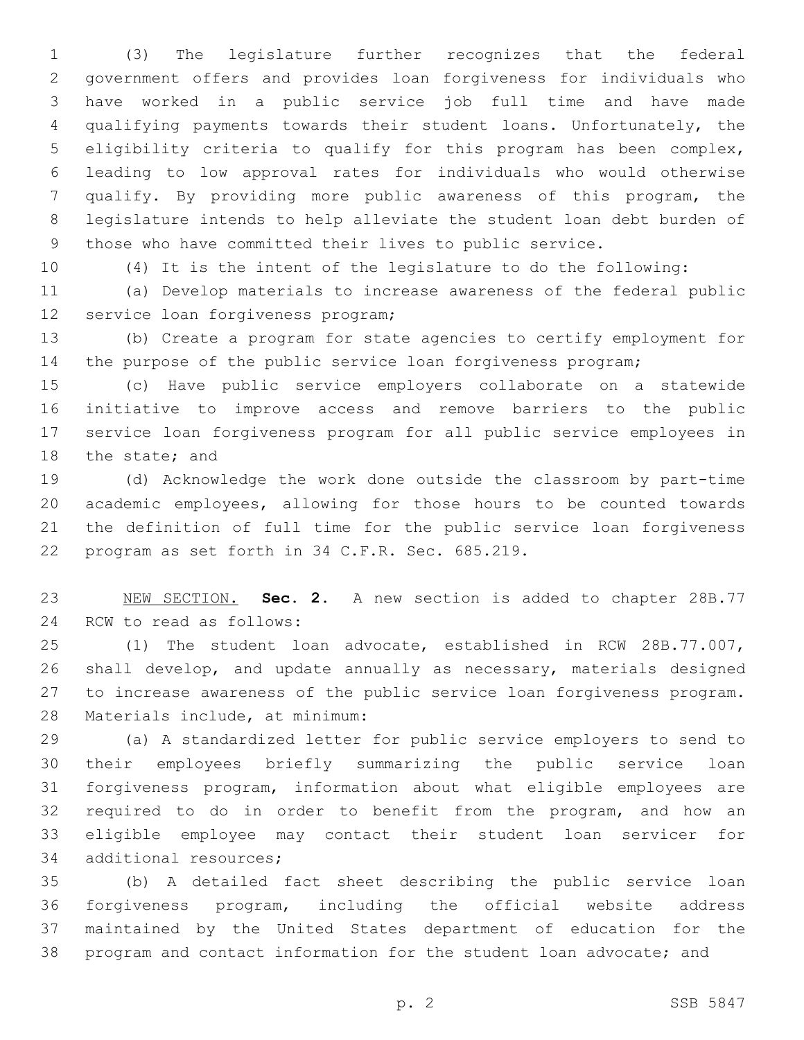(3) The legislature further recognizes that the federal government offers and provides loan forgiveness for individuals who have worked in a public service job full time and have made qualifying payments towards their student loans. Unfortunately, the eligibility criteria to qualify for this program has been complex, leading to low approval rates for individuals who would otherwise qualify. By providing more public awareness of this program, the legislature intends to help alleviate the student loan debt burden of those who have committed their lives to public service.

(4) It is the intent of the legislature to do the following:

(a) Develop materials to increase awareness of the federal public service loan forgiveness program;

(b) Create a program for state agencies to certify employment for the purpose of the public service loan forgiveness program;

(c) Have public service employers collaborate on a statewide initiative to improve access and remove barriers to the public service loan forgiveness program for all public service employees in the state; and

(d) Acknowledge the work done outside the classroom by part-time academic employees, allowing for those hours to be counted towards the definition of full time for the public service loan forgiveness program as set forth in 34 C.F.R. Sec. 685.219.

NEW SECTION. **Sec. 2.** A new section is added to chapter 28B.77 RCW to read as follows:

(1) The student loan advocate, established in RCW 28B.77.007, shall develop, and update annually as necessary, materials designed to increase awareness of the public service loan forgiveness program. Materials include, at minimum:

(a) A standardized letter for public service employers to send to their employees briefly summarizing the public service loan forgiveness program, information about what eligible employees are required to do in order to benefit from the program, and how an eligible employee may contact their student loan servicer for additional resources;

(b) A detailed fact sheet describing the public service loan forgiveness program, including the official website address maintained by the United States department of education for the program and contact information for the student loan advocate; and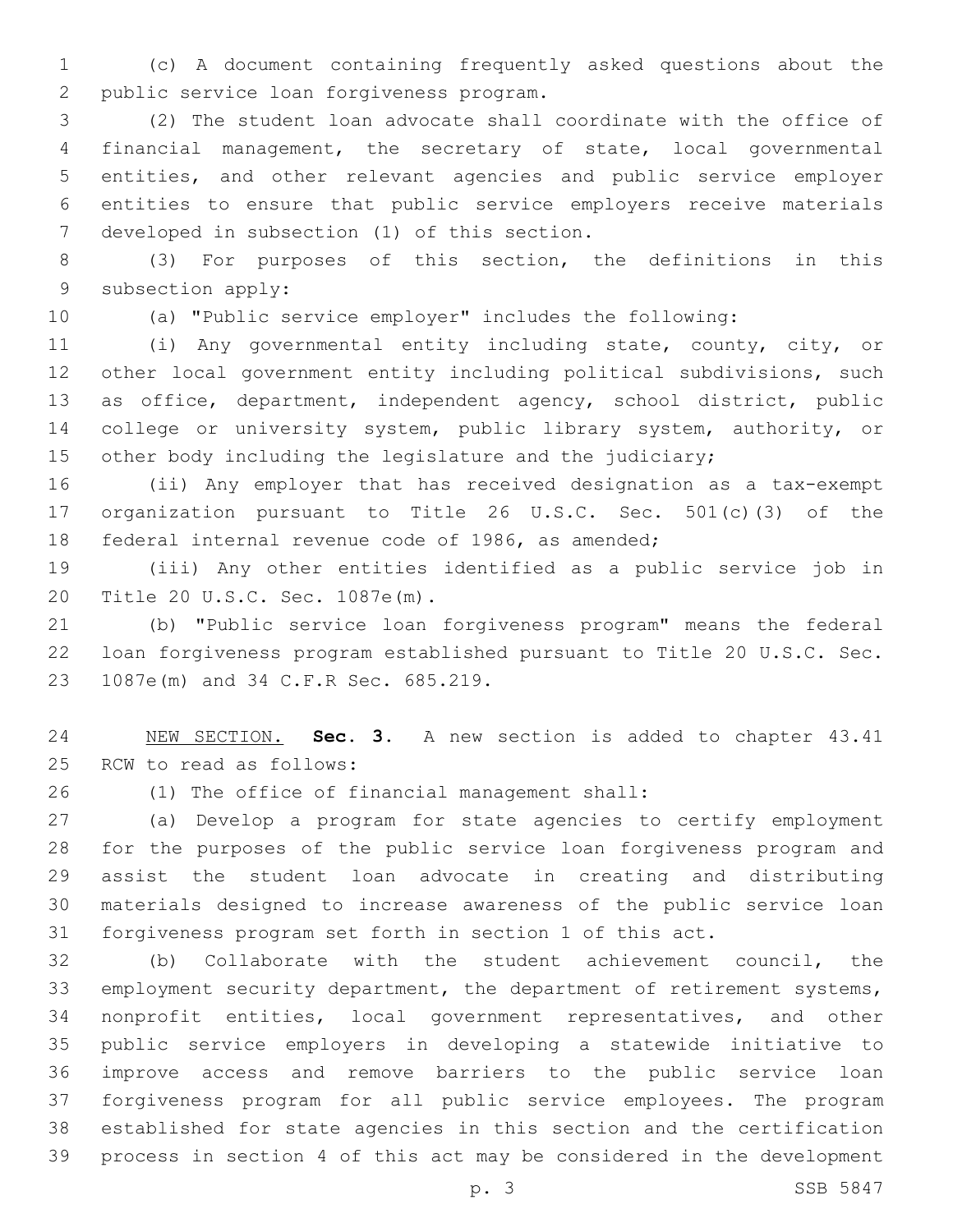(c) A document containing frequently asked questions about the public service loan forgiveness program.

(2) The student loan advocate shall coordinate with the office of financial management, the secretary of state, local governmental entities, and other relevant agencies and public service employer entities to ensure that public service employers receive materials developed in subsection (1) of this section.

(3) For purposes of this section, the definitions in this subsection apply:

(a) "Public service employer" includes the following:

(i) Any governmental entity including state, county, city, or other local government entity including political subdivisions, such as office, department, independent agency, school district, public college or university system, public library system, authority, or other body including the legislature and the judiciary;

(ii) Any employer that has received designation as a tax-exempt organization pursuant to Title 26 U.S.C. Sec. 501(c)(3) of the federal internal revenue code of 1986, as amended;

(iii) Any other entities identified as a public service job in Title 20 U.S.C. Sec. 1087e(m).

(b) "Public service loan forgiveness program" means the federal loan forgiveness program established pursuant to Title 20 U.S.C. Sec. 1087e(m) and 34 C.F.R Sec. 685.219.

NEW SECTION. **Sec. 3.** A new section is added to chapter 43.41 RCW to read as follows:

(1) The office of financial management shall:

(a) Develop a program for state agencies to certify employment for the purposes of the public service loan forgiveness program and assist the student loan advocate in creating and distributing materials designed to increase awareness of the public service loan forgiveness program set forth in section 1 of this act.

(b) Collaborate with the student achievement council, the employment security department, the department of retirement systems, nonprofit entities, local government representatives, and other public service employers in developing a statewide initiative to improve access and remove barriers to the public service loan forgiveness program for all public service employees. The program established for state agencies in this section and the certification process in section 4 of this act may be considered in the development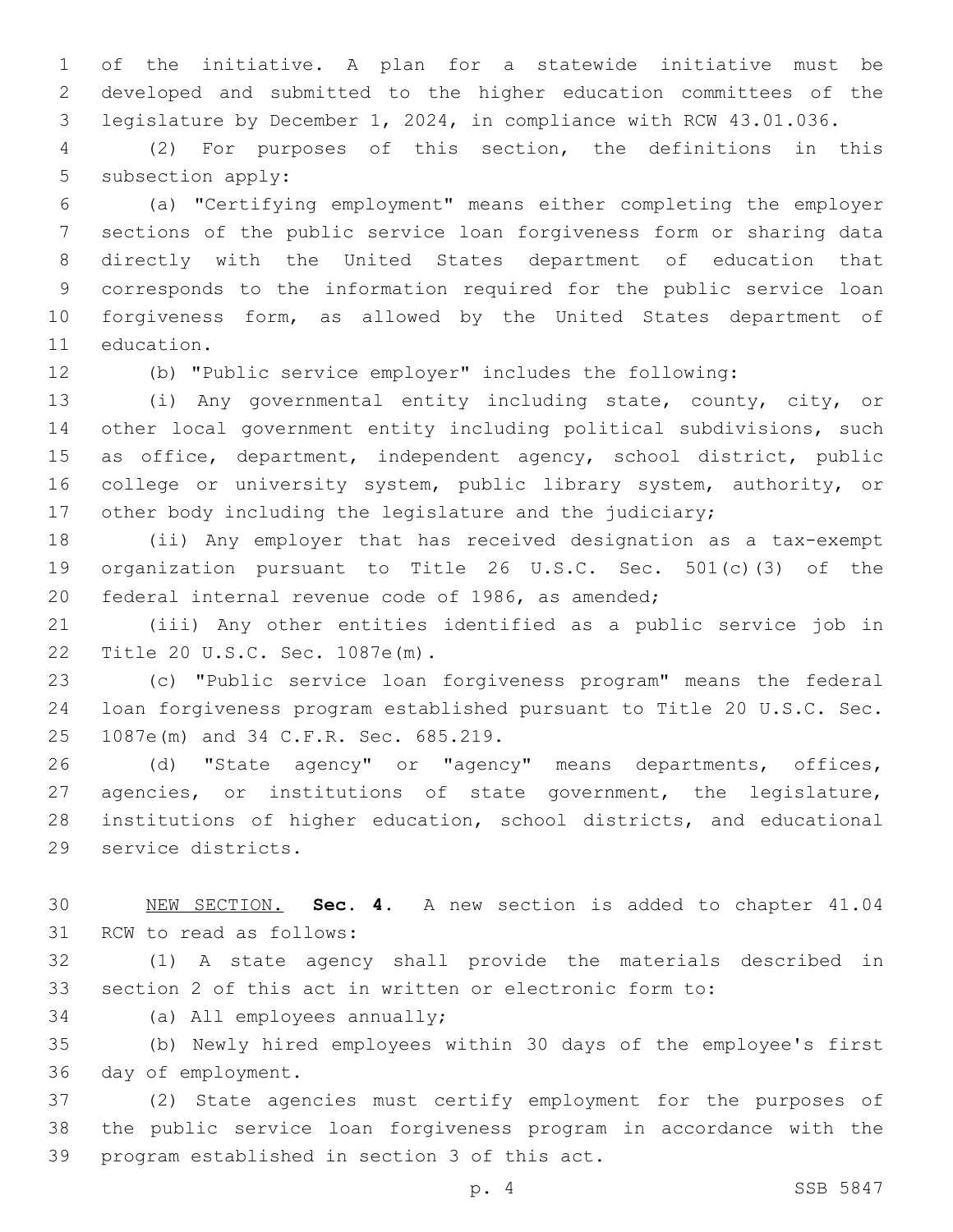of the initiative. A plan for a statewide initiative must be developed and submitted to the higher education committees of the legislature by December 1, 2024, in compliance with RCW 43.01.036.

(2) For purposes of this section, the definitions in this subsection apply:

(a) "Certifying employment" means either completing the employer sections of the public service loan forgiveness form or sharing data directly with the United States department of education that corresponds to the information required for the public service loan forgiveness form, as allowed by the United States department of education.

(b) "Public service employer" includes the following:

(i) Any governmental entity including state, county, city, or other local government entity including political subdivisions, such as office, department, independent agency, school district, public college or university system, public library system, authority, or other body including the legislature and the judiciary;

(ii) Any employer that has received designation as a tax-exempt organization pursuant to Title 26 U.S.C. Sec. 501(c)(3) of the federal internal revenue code of 1986, as amended;

(iii) Any other entities identified as a public service job in Title 20 U.S.C. Sec. 1087e(m).

(c) "Public service loan forgiveness program" means the federal loan forgiveness program established pursuant to Title 20 U.S.C. Sec. 1087e(m) and 34 C.F.R. Sec. 685.219.

(d) "State agency" or "agency" means departments, offices, agencies, or institutions of state government, the legislature, institutions of higher education, school districts, and educational service districts.

NEW SECTION. **Sec. 4.** A new section is added to chapter 41.04 RCW to read as follows:

(1) A state agency shall provide the materials described in section 2 of this act in written or electronic form to:

(a) All employees annually;

(b) Newly hired employees within 30 days of the employee's first day of employment.

(2) State agencies must certify employment for the purposes of the public service loan forgiveness program in accordance with the program established in section 3 of this act.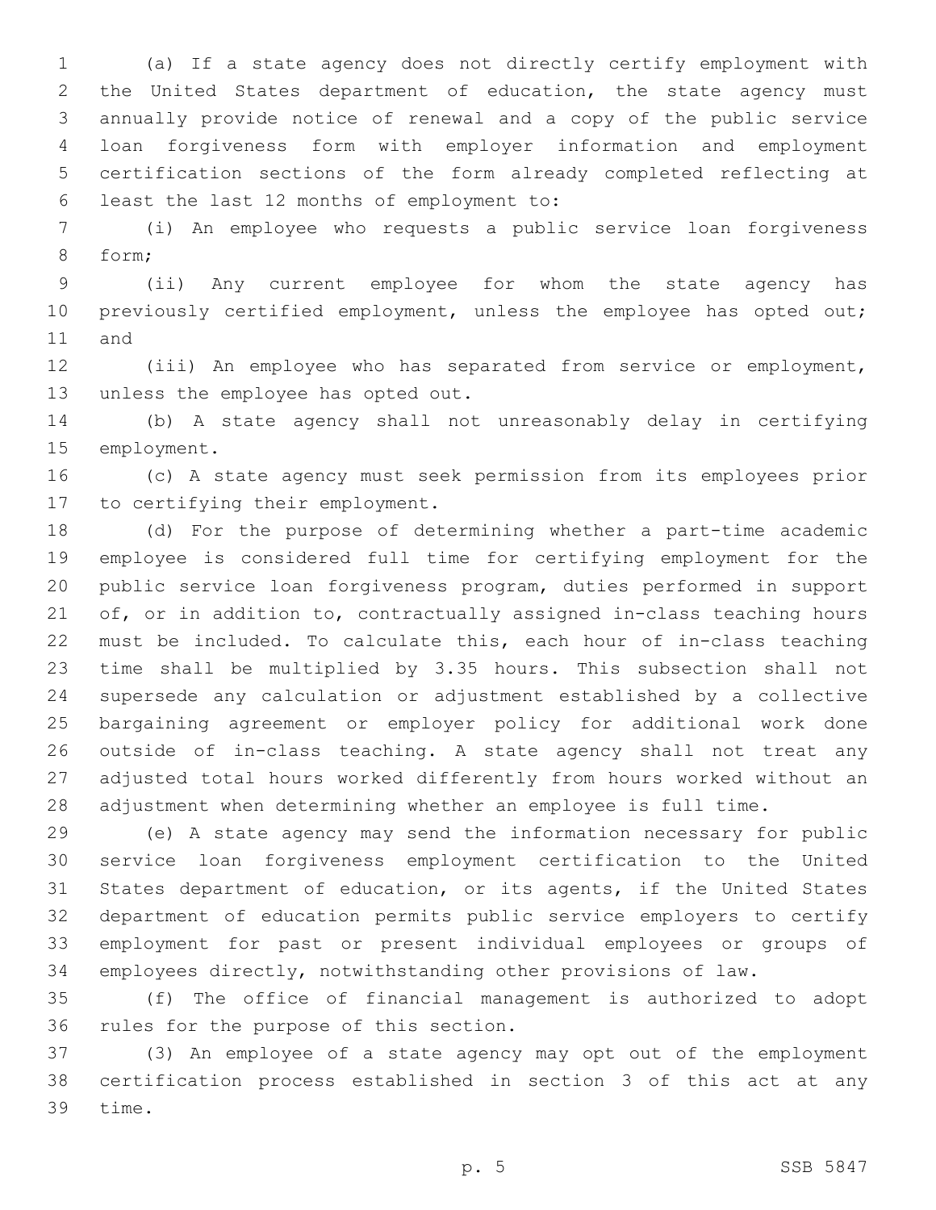(a) If a state agency does not directly certify employment with the United States department of education, the state agency must annually provide notice of renewal and a copy of the public service loan forgiveness form with employer information and employment certification sections of the form already completed reflecting at least the last 12 months of employment to:

(i) An employee who requests a public service loan forgiveness form;

(ii) Any current employee for whom the state agency has previously certified employment, unless the employee has opted out; and

(iii) An employee who has separated from service or employment, unless the employee has opted out.

(b) A state agency shall not unreasonably delay in certifying employment.

(c) A state agency must seek permission from its employees prior to certifying their employment.

(d) For the purpose of determining whether a part-time academic employee is considered full time for certifying employment for the public service loan forgiveness program, duties performed in support of, or in addition to, contractually assigned in-class teaching hours must be included. To calculate this, each hour of in-class teaching time shall be multiplied by 3.35 hours. This subsection shall not supersede any calculation or adjustment established by a collective bargaining agreement or employer policy for additional work done outside of in-class teaching. A state agency shall not treat any adjusted total hours worked differently from hours worked without an adjustment when determining whether an employee is full time.

(e) A state agency may send the information necessary for public service loan forgiveness employment certification to the United States department of education, or its agents, if the United States department of education permits public service employers to certify employment for past or present individual employees or groups of employees directly, notwithstanding other provisions of law.

(f) The office of financial management is authorized to adopt rules for the purpose of this section.

(3) An employee of a state agency may opt out of the employment certification process established in section 3 of this act at any time.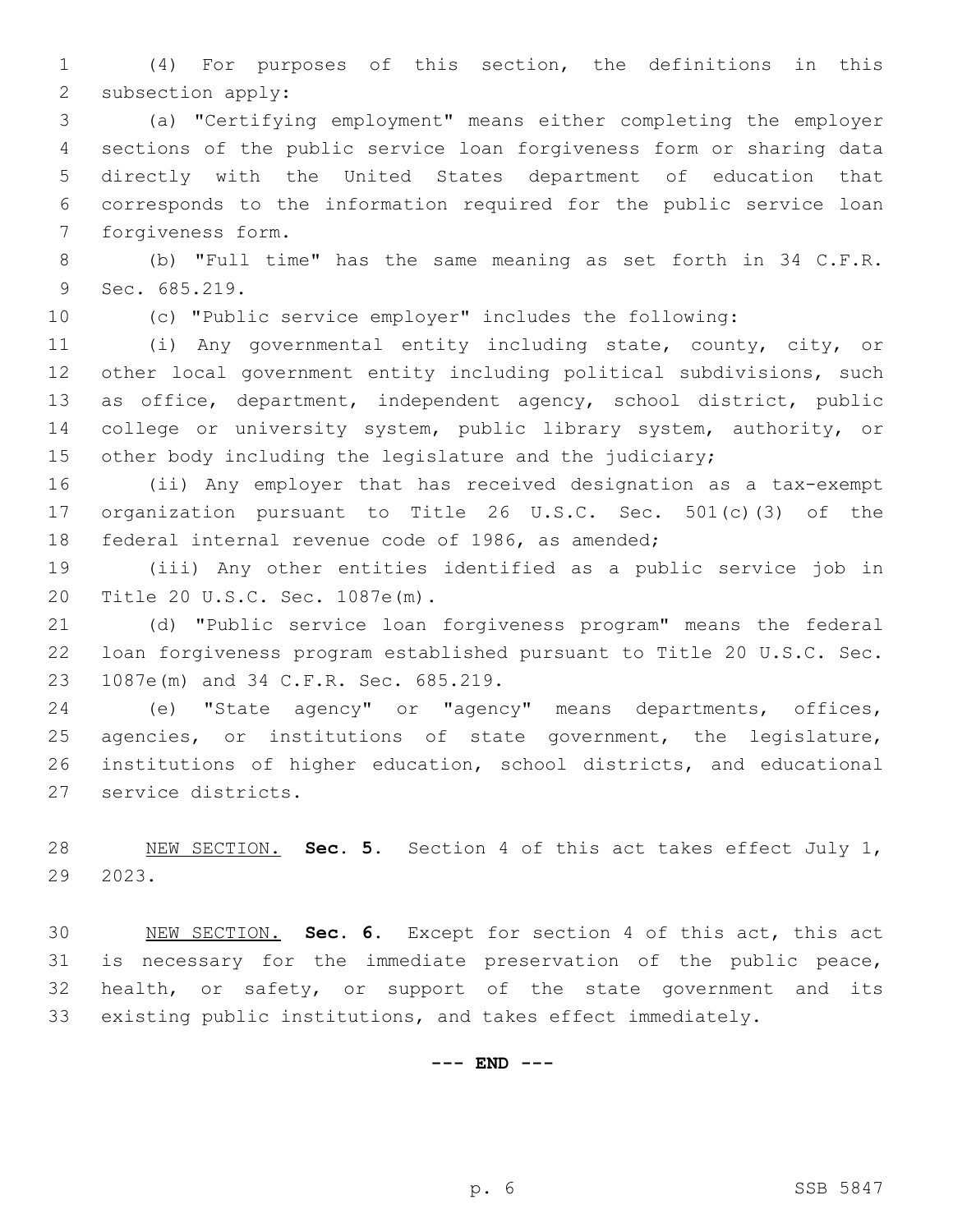(4) For purposes of this section, the definitions in this subsection apply:

(a) "Certifying employment" means either completing the employer sections of the public service loan forgiveness form or sharing data directly with the United States department of education that corresponds to the information required for the public service loan forgiveness form.

(b) "Full time" has the same meaning as set forth in 34 C.F.R. Sec. 685.219.

(c) "Public service employer" includes the following:

(i) Any governmental entity including state, county, city, or other local government entity including political subdivisions, such as office, department, independent agency, school district, public college or university system, public library system, authority, or other body including the legislature and the judiciary;

(ii) Any employer that has received designation as a tax-exempt organization pursuant to Title 26 U.S.C. Sec. 501(c)(3) of the federal internal revenue code of 1986, as amended;

(iii) Any other entities identified as a public service job in Title 20 U.S.C. Sec. 1087e(m).

(d) "Public service loan forgiveness program" means the federal loan forgiveness program established pursuant to Title 20 U.S.C. Sec. 1087e(m) and 34 C.F.R. Sec. 685.219.

(e) "State agency" or "agency" means departments, offices, agencies, or institutions of state government, the legislature, institutions of higher education, school districts, and educational service districts.

NEW SECTION. **Sec. 5.** Section 4 of this act takes effect July 1, 2023.

NEW SECTION. **Sec. 6.** Except for section 4 of this act, this act is necessary for the immediate preservation of the public peace, health, or safety, or support of the state government and its existing public institutions, and takes effect immediately.

**--- END ---**